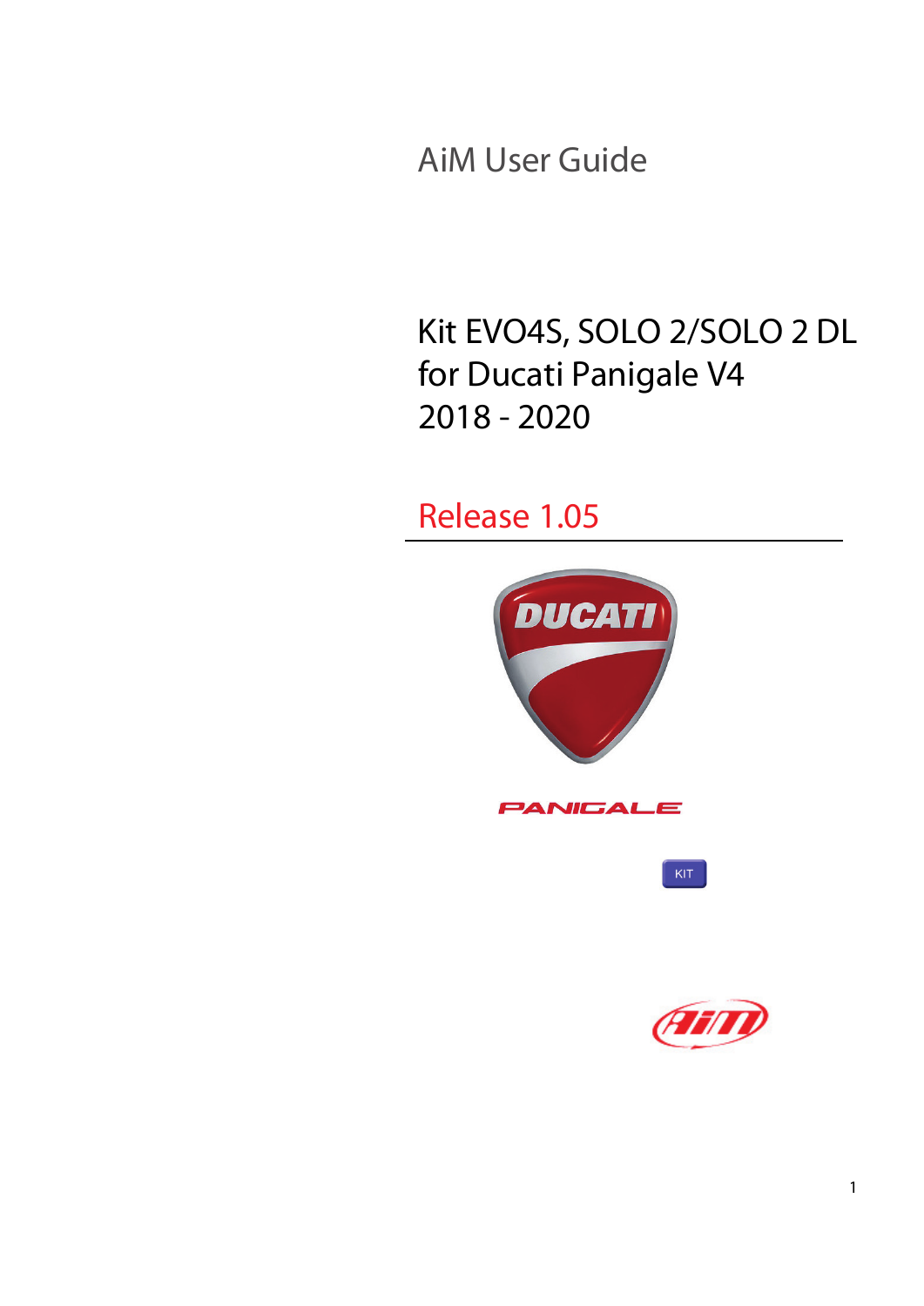AiM User Guide

# Kit EVO4S, SOLO 2/SOLO 2 DL for Ducati Panigale V4 2018 - 2020

Release 1.05

KIT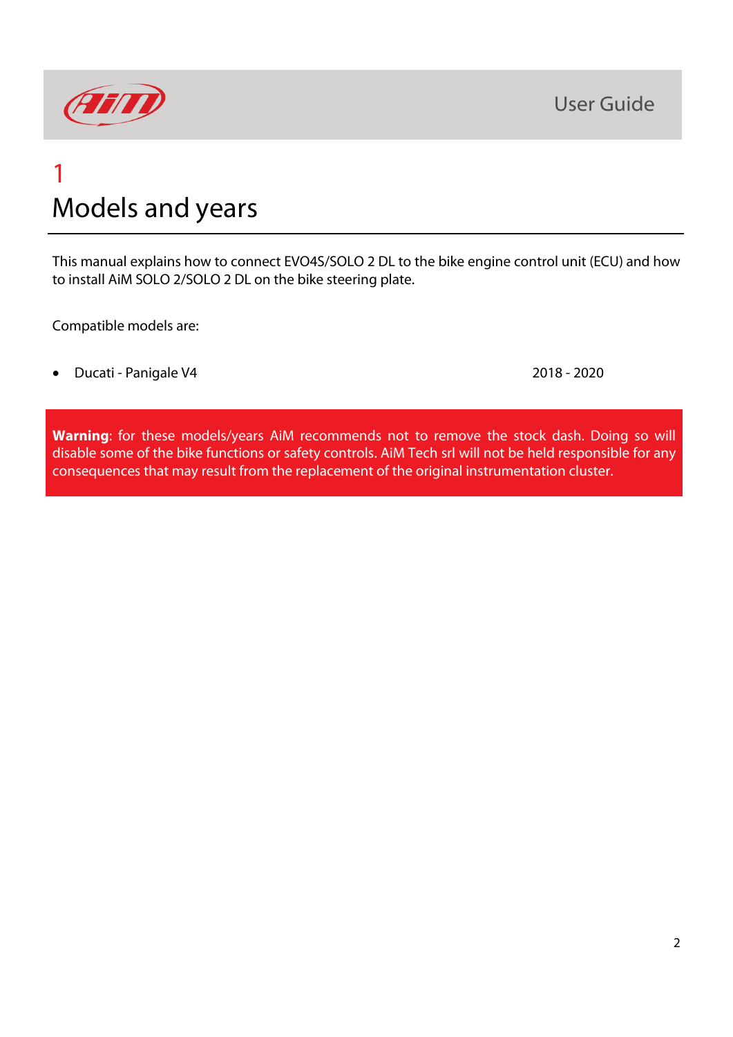# 1 Models and years

This manual explains how to connect EVO4S/SOLO 2 DL to the bike engine control unit (ECU) and how to install AiM SOLO 2/SOLO 2 DL on the bike steering plate.

Compatible models are:

- Ducati - Panigale V4 2018 - 2020

**Warning**: for these models/years AiM recommends not to remove the stock dash. Doing so will disable some of the bike functions or safety controls. AiM Tech srl will not be held responsible for any consequences that may result from the replacement of the original instrumentation cluster.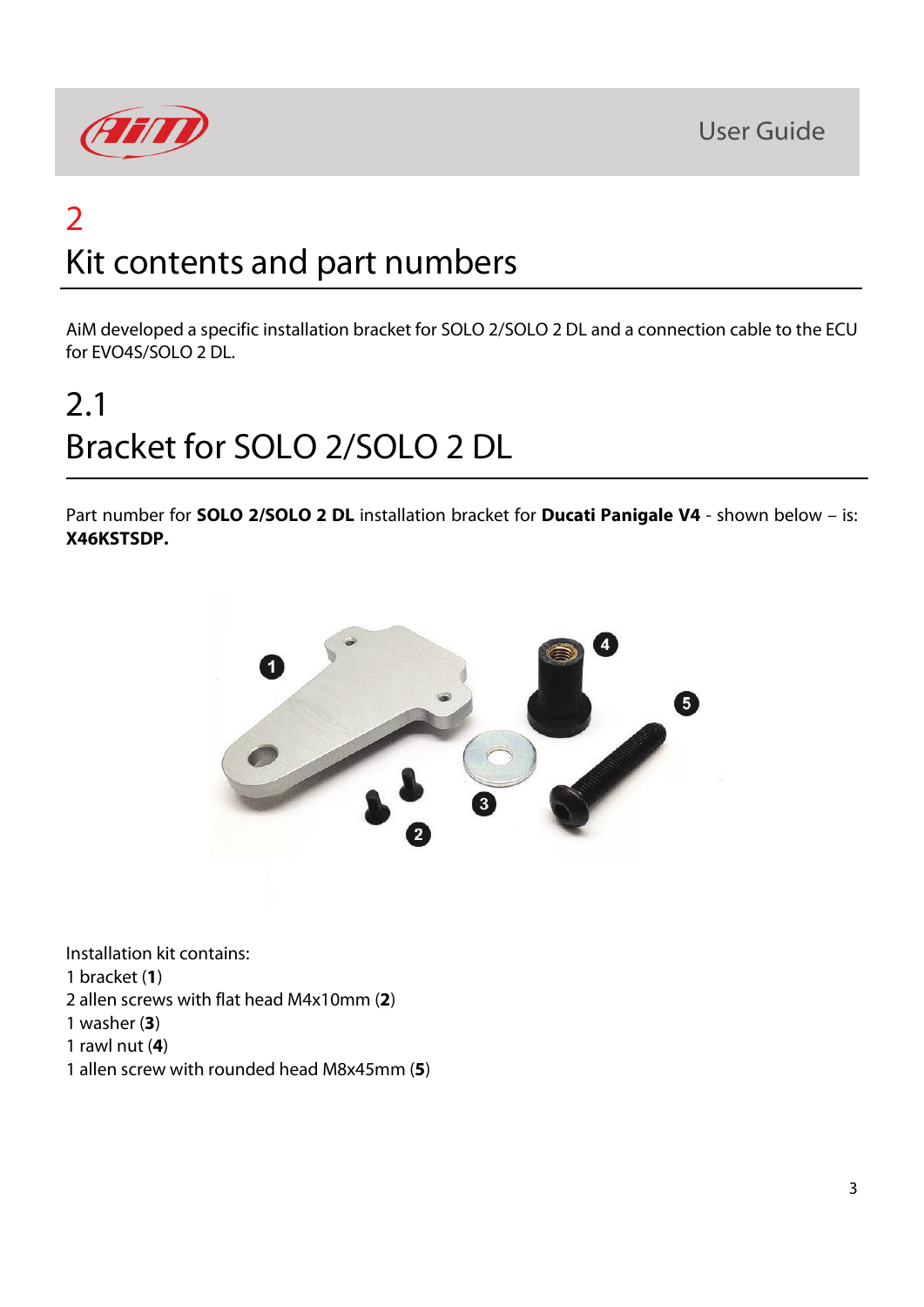# 2 Kit contents and part numbers

AiM developed a specific installation bracket for SOLO 2/SOLO 2 DL and a connection cable to the ECU for EVO4S/SOLO 2 DL.

## 2.1 Bracket for SOLO 2/SOLO 2 DL

Part number for **SOLO 2/SOLO 2 DL** installation bracket for **Ducati Panigale V4** - shown below – is: **X46KSTSDP.**

Installation kit contains:
1 bracket (**1**)
2 allen screws with flat head M4x10mm (**2**)
1 washer (**3**)
1 rawl nut (**4**)
1 allen screw with rounded head M8x45mm (**5**)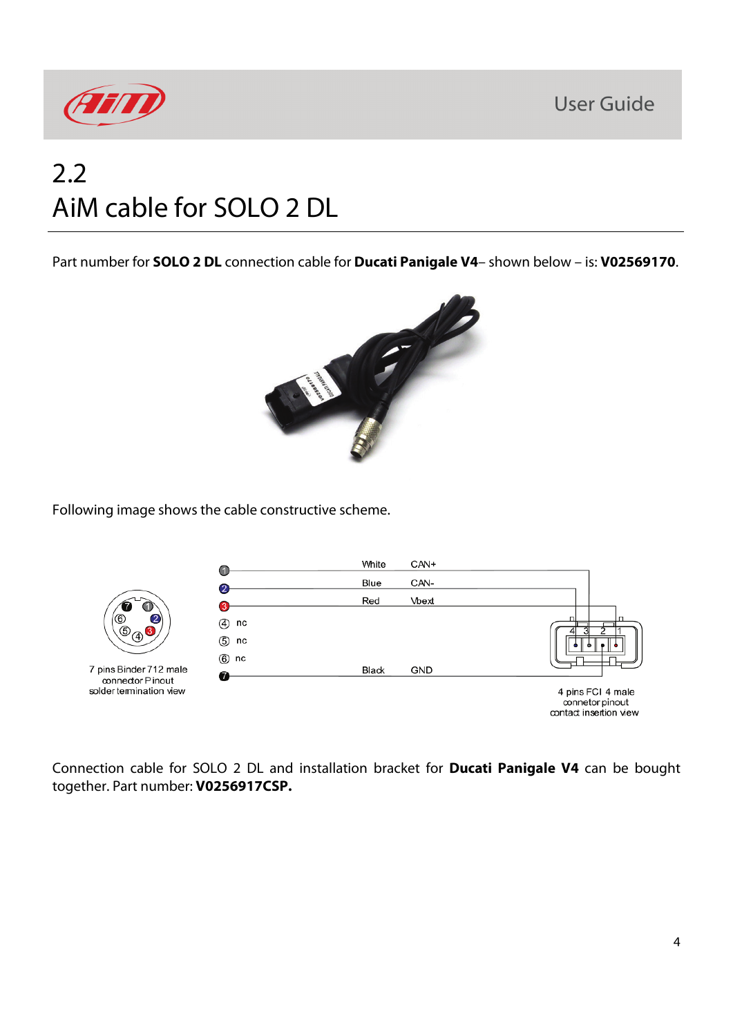# 2.2 AiM cable for SOLO 2 DL

Part number for **SOLO 2 DL** connection cable for **Ducati Panigale V4**– shown below – is: **V02569170**.

Following image shows the cable constructive scheme.

| Binder pin | Color | Function |
|---|---|---|
| 1 | White | CAN+ |
| 2 | Blue | CAN- |
| 3 | Red | Vbext |
| 4 | | nc |
| 5 | | nc |
| 6 | | nc |
| 7 | Black | GND |

7 pins Binder 712 male connector Pinout solder termination view

4 pins FCI 4 male connetor pinout contact insertion view

Connection cable for SOLO 2 DL and installation bracket for **Ducati Panigale V4** can be bought together. Part number: **V0256917CSP.**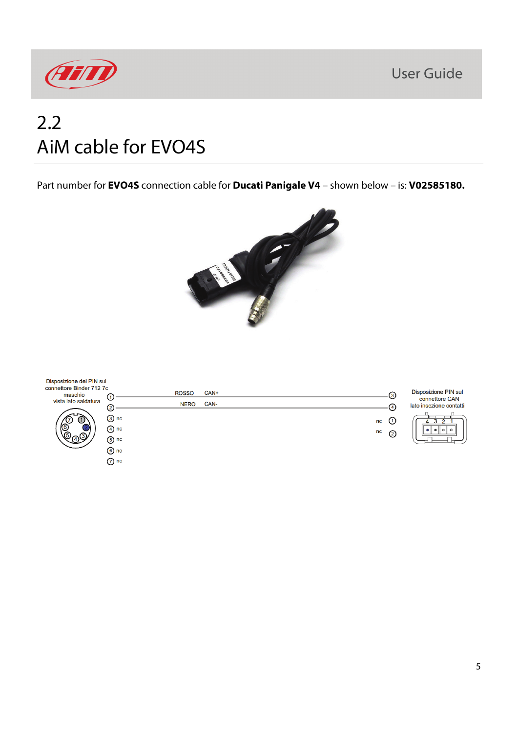## 2.2
## AiM cable for EVO4S

Part number for **EVO4S** connection cable for **Ducati Panigale V4** – shown below – is: **V02585180.**

Disposizione dei PIN sul connettore Binder 712 7c maschio vista lato saldatura

| Binder pin | Colore | Segnale | CAN pin |
|---|---|---|---|
| 1 | ROSSO | CAN+ | 3 |
| 2 | NERO | CAN- | 4 |
| 3 | nc | | |
| 4 | nc | | |
| 5 | nc | | |
| 6 | nc | | |
| 7 | nc | | |
| | | nc | 1 |
| | | nc | 2 |

Disposizione PIN sul connettore CAN lato inserzione contatti

4 3 2 1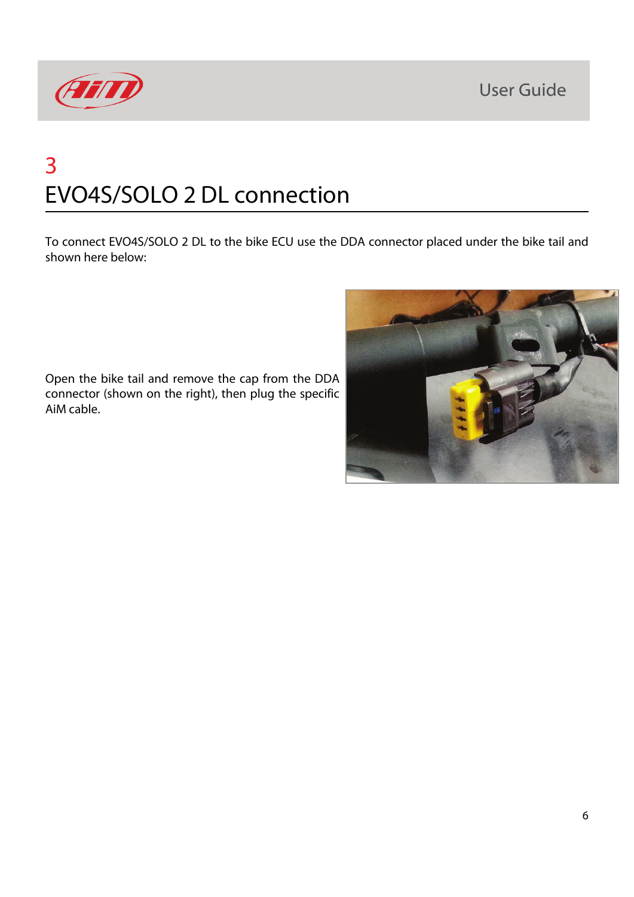# 3
# EVO4S/SOLO 2 DL connection

To connect EVO4S/SOLO 2 DL to the bike ECU use the DDA connector placed under the bike tail and shown here below:

Open the bike tail and remove the cap from the DDA connector (shown on the right), then plug the specific AiM cable.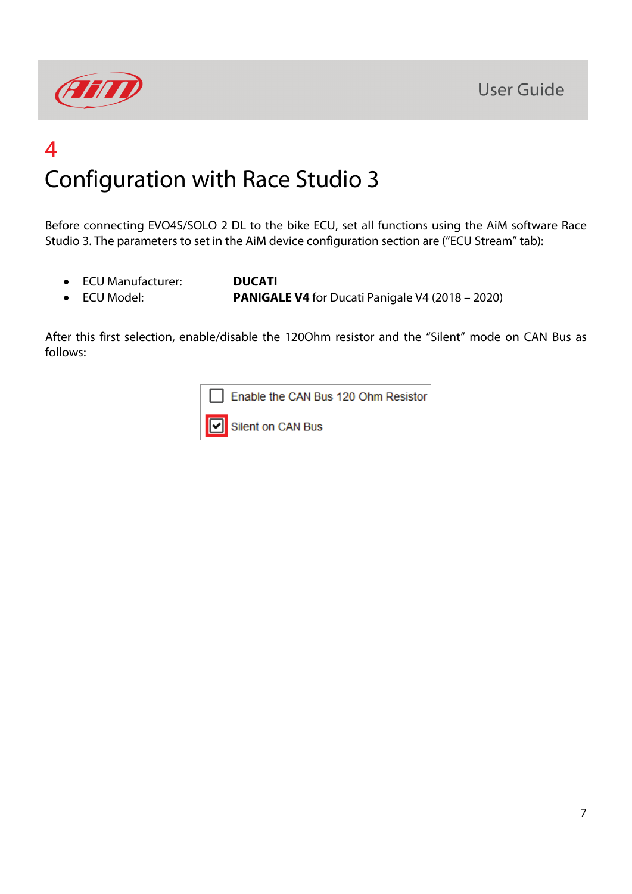# 4 Configuration with Race Studio 3

Before connecting EVO4S/SOLO 2 DL to the bike ECU, set all functions using the AiM software Race Studio 3. The parameters to set in the AiM device configuration section are ("ECU Stream" tab):

- ECU Manufacturer: **DUCATI**
- ECU Model: **PANIGALE V4** for Ducati Panigale V4 (2018 – 2020)

After this first selection, enable/disable the 120Ohm resistor and the "Silent" mode on CAN Bus as follows:

- [ ] Enable the CAN Bus 120 Ohm Resistor
- [x] Silent on CAN Bus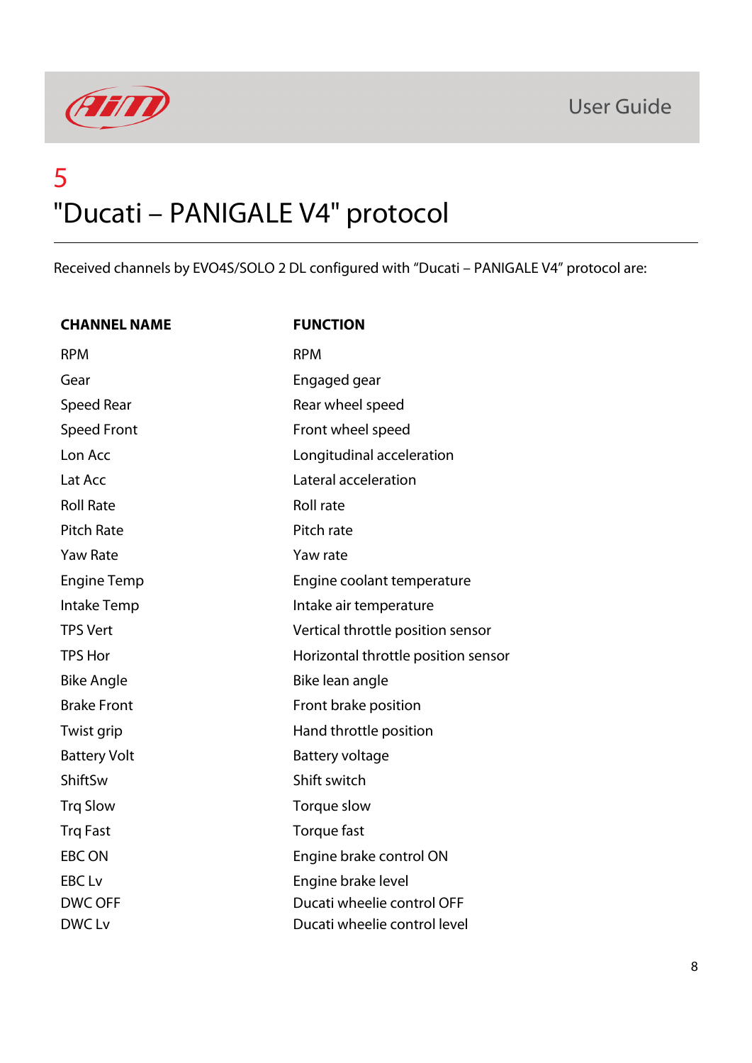# 5

# "Ducati – PANIGALE V4" protocol

Received channels by EVO4S/SOLO 2 DL configured with "Ducati – PANIGALE V4" protocol are:

| CHANNEL NAME | FUNCTION |
|---|---|
| RPM | RPM |
| Gear | Engaged gear |
| Speed Rear | Rear wheel speed |
| Speed Front | Front wheel speed |
| Lon Acc | Longitudinal acceleration |
| Lat Acc | Lateral acceleration |
| Roll Rate | Roll rate |
| Pitch Rate | Pitch rate |
| Yaw Rate | Yaw rate |
| Engine Temp | Engine coolant temperature |
| Intake Temp | Intake air temperature |
| TPS Vert | Vertical throttle position sensor |
| TPS Hor | Horizontal throttle position sensor |
| Bike Angle | Bike lean angle |
| Brake Front | Front brake position |
| Twist grip | Hand throttle position |
| Battery Volt | Battery voltage |
| ShiftSw | Shift switch |
| Trq Slow | Torque slow |
| Trq Fast | Torque fast |
| EBC ON | Engine brake control ON |
| EBC Lv | Engine brake level |
| DWC OFF | Ducati wheelie control OFF |
| DWC Lv | Ducati wheelie control level |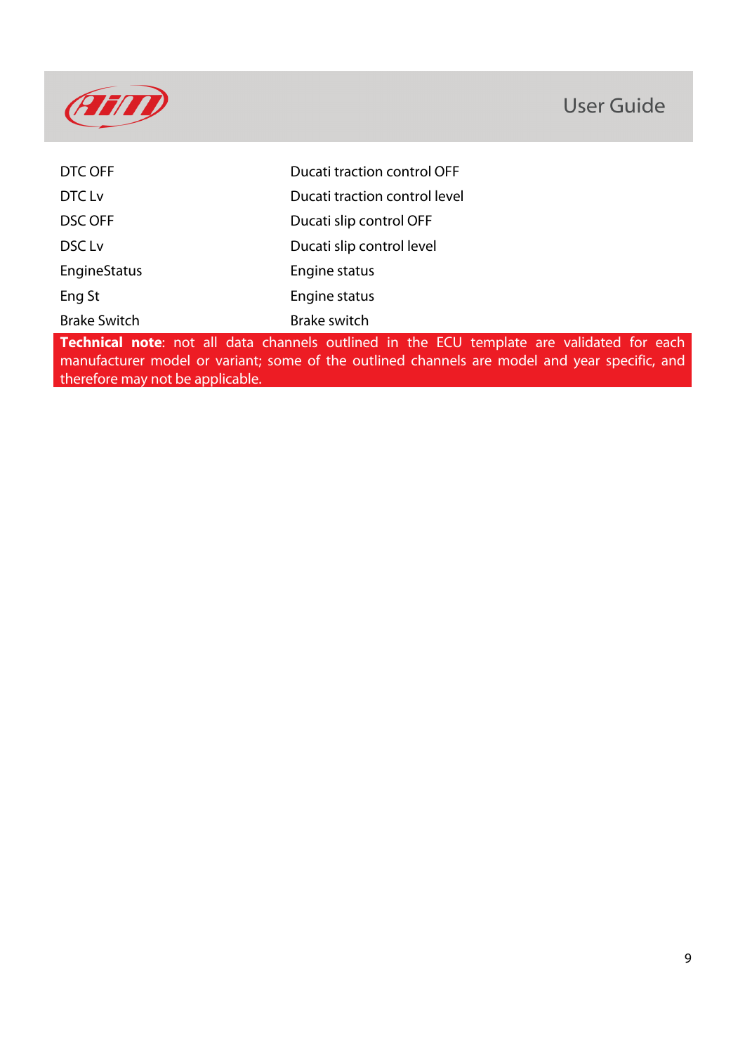| | |
|---|---|
| DTC OFF | Ducati traction control OFF |
| DTC Lv | Ducati traction control level |
| DSC OFF | Ducati slip control OFF |
| DSC Lv | Ducati slip control level |
| EngineStatus | Engine status |
| Eng St | Engine status |
| Brake Switch | Brake switch |

**Technical note**: not all data channels outlined in the ECU template are validated for each manufacturer model or variant; some of the outlined channels are model and year specific, and therefore may not be applicable.